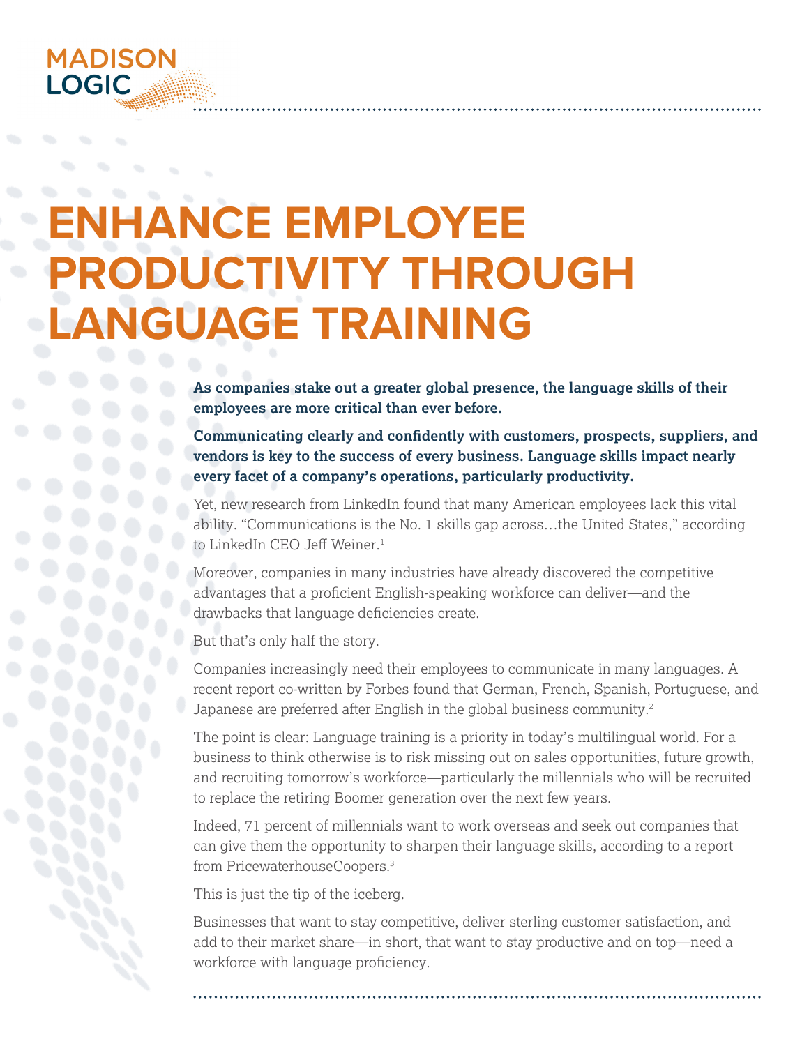# ENHANCE EMPLOYEE PRODUCTIVITY THROUGH LANGUAGE TRAINING

**As companies stake out a greater global presence, the language skills of their employees are more critical than ever before.**

**Communicating clearly and confidently with customers, prospects, suppliers, and vendors is key to the success of every business. Language skills impact nearly every facet of a company's operations, particularly productivity.**

Yet, new research from LinkedIn found that many American employees lack this vital ability. "Communications is the No. 1 skills gap across…the United States," according to LinkedIn CEO Jeff Weiner.[1]

Moreover, companies in many industries have already discovered the competitive advantages that a proficient English-speaking workforce can deliver—and the drawbacks that language deficiencies create.

But that's only half the story.

Companies increasingly need their employees to communicate in many languages. A recent report co-written by Forbes found that German, French, Spanish, Portuguese, and Japanese are preferred after English in the global business community.[2]

The point is clear: Language training is a priority in today's multilingual world. For a business to think otherwise is to risk missing out on sales opportunities, future growth, and recruiting tomorrow's workforce—particularly the millennials who will be recruited to replace the retiring Boomer generation over the next few years.

Indeed, 71 percent of millennials want to work overseas and seek out companies that can give them the opportunity to sharpen their language skills, according to a report from PricewaterhouseCoopers.[3]

This is just the tip of the iceberg.

Businesses that want to stay competitive, deliver sterling customer satisfaction, and add to their market share—in short, that want to stay productive and on top—need a workforce with language proficiency.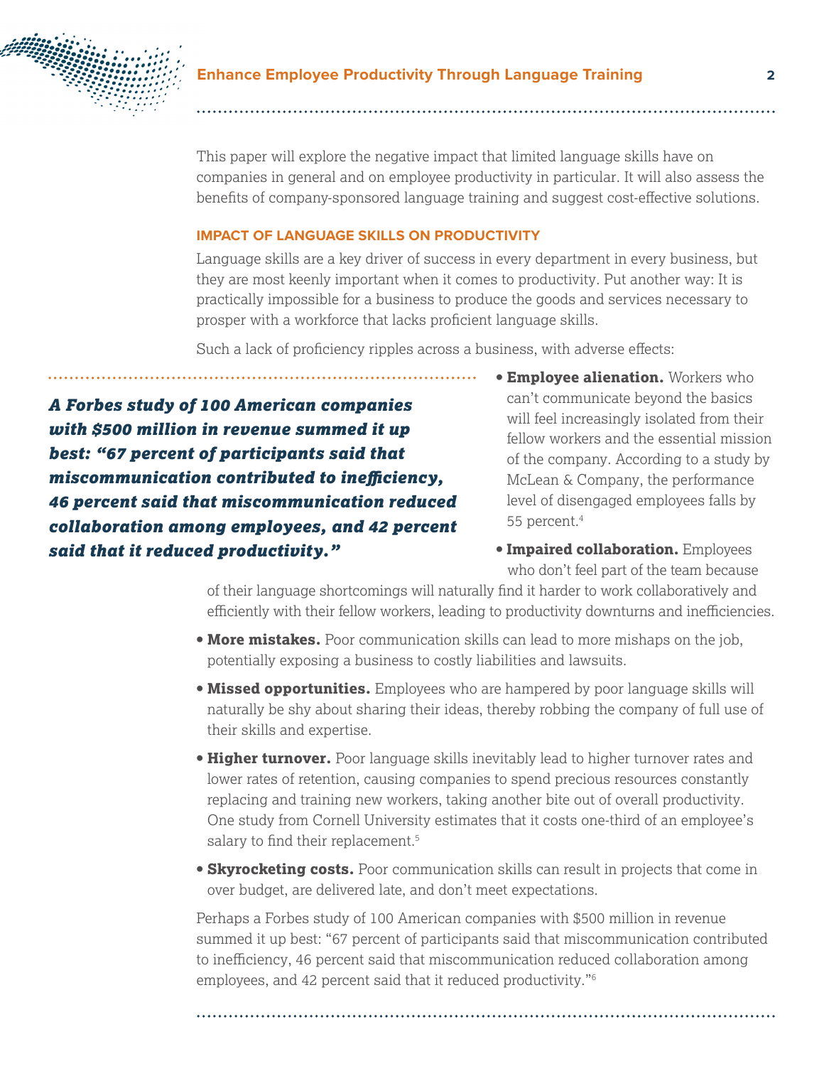This paper will explore the negative impact that limited language skills have on companies in general and on employee productivity in particular. It will also assess the benefits of company-sponsored language training and suggest cost-effective solutions.

## IMPACT OF LANGUAGE SKILLS ON PRODUCTIVITY

Language skills are a key driver of success in every department in every business, but they are most keenly important when it comes to productivity. Put another way: It is practically impossible for a business to produce the goods and services necessary to prosper with a workforce that lacks proficient language skills.

Such a lack of proficiency ripples across a business, with adverse effects:

> ***A Forbes study of 100 American companies with $500 million in revenue summed it up best: "67 percent of participants said that miscommunication contributed to inefficiency, 46 percent said that miscommunication reduced collaboration among employees, and 42 percent said that it reduced productivity."***

- **Employee alienation.** Workers who can't communicate beyond the basics will feel increasingly isolated from their fellow workers and the essential mission of the company. According to a study by McLean & Company, the performance level of disengaged employees falls by 55 percent.[4]
- **Impaired collaboration.** Employees who don't feel part of the team because of their language shortcomings will naturally find it harder to work collaboratively and efficiently with their fellow workers, leading to productivity downturns and inefficiencies.
- **More mistakes.** Poor communication skills can lead to more mishaps on the job, potentially exposing a business to costly liabilities and lawsuits.
- **Missed opportunities.** Employees who are hampered by poor language skills will naturally be shy about sharing their ideas, thereby robbing the company of full use of their skills and expertise.
- **Higher turnover.** Poor language skills inevitably lead to higher turnover rates and lower rates of retention, causing companies to spend precious resources constantly replacing and training new workers, taking another bite out of overall productivity. One study from Cornell University estimates that it costs one-third of an employee's salary to find their replacement.[5]
- **Skyrocketing costs.** Poor communication skills can result in projects that come in over budget, are delivered late, and don't meet expectations.

Perhaps a Forbes study of 100 American companies with $500 million in revenue summed it up best: "67 percent of participants said that miscommunication contributed to inefficiency, 46 percent said that miscommunication reduced collaboration among employees, and 42 percent said that it reduced productivity."[6]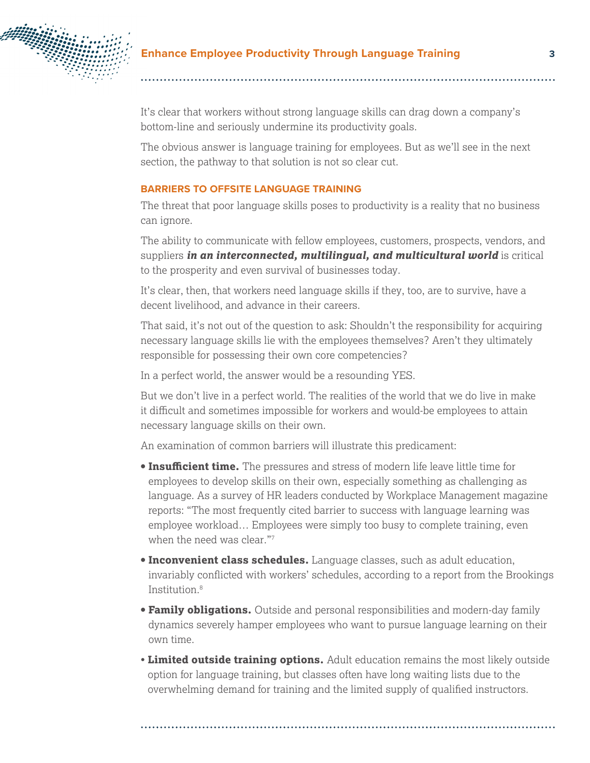It's clear that workers without strong language skills can drag down a company's bottom-line and seriously undermine its productivity goals.

The obvious answer is language training for employees. But as we'll see in the next section, the pathway to that solution is not so clear cut.

## BARRIERS TO OFFSITE LANGUAGE TRAINING

The threat that poor language skills poses to productivity is a reality that no business can ignore.

The ability to communicate with fellow employees, customers, prospects, vendors, and suppliers ***in an interconnected, multilingual, and multicultural world*** is critical to the prosperity and even survival of businesses today.

It's clear, then, that workers need language skills if they, too, are to survive, have a decent livelihood, and advance in their careers.

That said, it's not out of the question to ask: Shouldn't the responsibility for acquiring necessary language skills lie with the employees themselves? Aren't they ultimately responsible for possessing their own core competencies?

In a perfect world, the answer would be a resounding YES.

But we don't live in a perfect world. The realities of the world that we do live in make it difficult and sometimes impossible for workers and would-be employees to attain necessary language skills on their own.

An examination of common barriers will illustrate this predicament:

- **Insufficient time.** The pressures and stress of modern life leave little time for employees to develop skills on their own, especially something as challenging as language. As a survey of HR leaders conducted by Workplace Management magazine reports: "The most frequently cited barrier to success with language learning was employee workload… Employees were simply too busy to complete training, even when the need was clear."[7]
- **Inconvenient class schedules.** Language classes, such as adult education, invariably conflicted with workers' schedules, according to a report from the Brookings Institution.[8]
- **Family obligations.** Outside and personal responsibilities and modern-day family dynamics severely hamper employees who want to pursue language learning on their own time.
- **Limited outside training options.** Adult education remains the most likely outside option for language training, but classes often have long waiting lists due to the overwhelming demand for training and the limited supply of qualified instructors.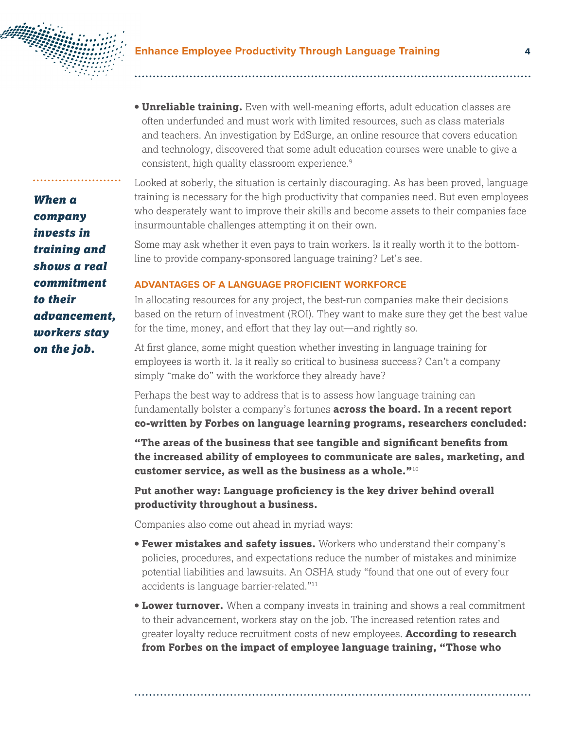- **Unreliable training.** Even with well-meaning efforts, adult education classes are often underfunded and must work with limited resources, such as class materials and teachers. An investigation by EdSurge, an online resource that covers education and technology, discovered that some adult education courses were unable to give a consistent, high quality classroom experience.[9]

Looked at soberly, the situation is certainly discouraging. As has been proved, language training is necessary for the high productivity that companies need. But even employees who desperately want to improve their skills and become assets to their companies face insurmountable challenges attempting it on their own.

*When a company invests in training and shows a real commitment to their advancement, workers stay on the job.*

Some may ask whether it even pays to train workers. Is it really worth it to the bottom-line to provide company-sponsored language training? Let's see.

## ADVANTAGES OF A LANGUAGE PROFICIENT WORKFORCE

In allocating resources for any project, the best-run companies make their decisions based on the return of investment (ROI). They want to make sure they get the best value for the time, money, and effort that they lay out—and rightly so.

At first glance, some might question whether investing in language training for employees is worth it. Is it really so critical to business success? Can't a company simply "make do" with the workforce they already have?

Perhaps the best way to address that is to assess how language training can fundamentally bolster a company's fortunes **across the board. In a recent report co-written by Forbes on language learning programs, researchers concluded:**

**"The areas of the business that see tangible and significant benefits from the increased ability of employees to communicate are sales, marketing, and customer service, as well as the business as a whole."**[10]

**Put another way: Language proficiency is the key driver behind overall productivity throughout a business.**

Companies also come out ahead in myriad ways:

- **Fewer mistakes and safety issues.** Workers who understand their company's policies, procedures, and expectations reduce the number of mistakes and minimize potential liabilities and lawsuits. An OSHA study "found that one out of every four accidents is language barrier-related."[11]
- **Lower turnover.** When a company invests in training and shows a real commitment to their advancement, workers stay on the job. The increased retention rates and greater loyalty reduce recruitment costs of new employees. **According to research from Forbes on the impact of employee language training, "Those who**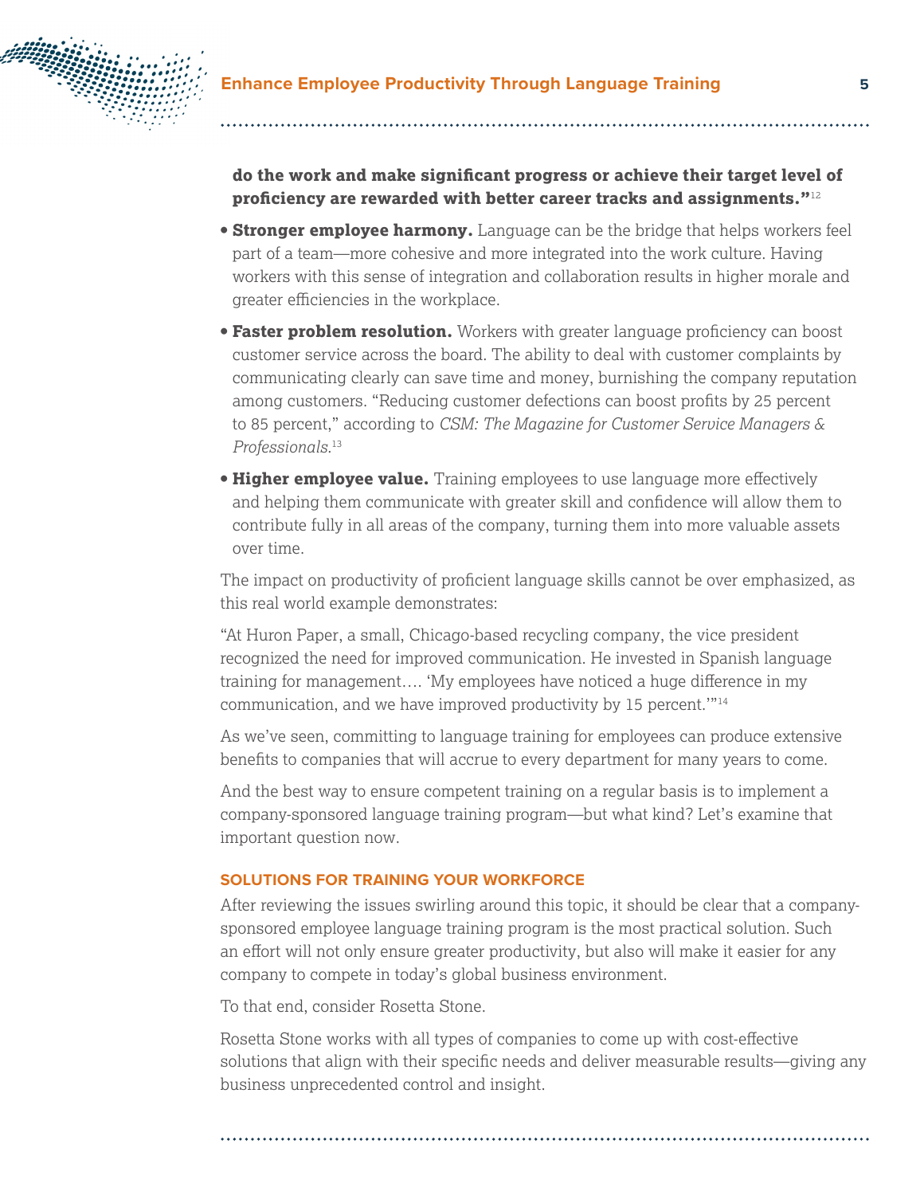**do the work and make significant progress or achieve their target level of proficiency are rewarded with better career tracks and assignments."**[12]

- **Stronger employee harmony.** Language can be the bridge that helps workers feel part of a team—more cohesive and more integrated into the work culture. Having workers with this sense of integration and collaboration results in higher morale and greater efficiencies in the workplace.
- **Faster problem resolution.** Workers with greater language proficiency can boost customer service across the board. The ability to deal with customer complaints by communicating clearly can save time and money, burnishing the company reputation among customers. "Reducing customer defections can boost profits by 25 percent to 85 percent," according to *CSM: The Magazine for Customer Service Managers & Professionals.*[13]
- **Higher employee value.** Training employees to use language more effectively and helping them communicate with greater skill and confidence will allow them to contribute fully in all areas of the company, turning them into more valuable assets over time.

The impact on productivity of proficient language skills cannot be over emphasized, as this real world example demonstrates:

"At Huron Paper, a small, Chicago-based recycling company, the vice president recognized the need for improved communication. He invested in Spanish language training for management…. 'My employees have noticed a huge difference in my communication, and we have improved productivity by 15 percent.'"[14]

As we've seen, committing to language training for employees can produce extensive benefits to companies that will accrue to every department for many years to come.

And the best way to ensure competent training on a regular basis is to implement a company-sponsored language training program—but what kind? Let's examine that important question now.

## SOLUTIONS FOR TRAINING YOUR WORKFORCE

After reviewing the issues swirling around this topic, it should be clear that a company-sponsored employee language training program is the most practical solution. Such an effort will not only ensure greater productivity, but also will make it easier for any company to compete in today's global business environment.

To that end, consider Rosetta Stone.

Rosetta Stone works with all types of companies to come up with cost-effective solutions that align with their specific needs and deliver measurable results—giving any business unprecedented control and insight.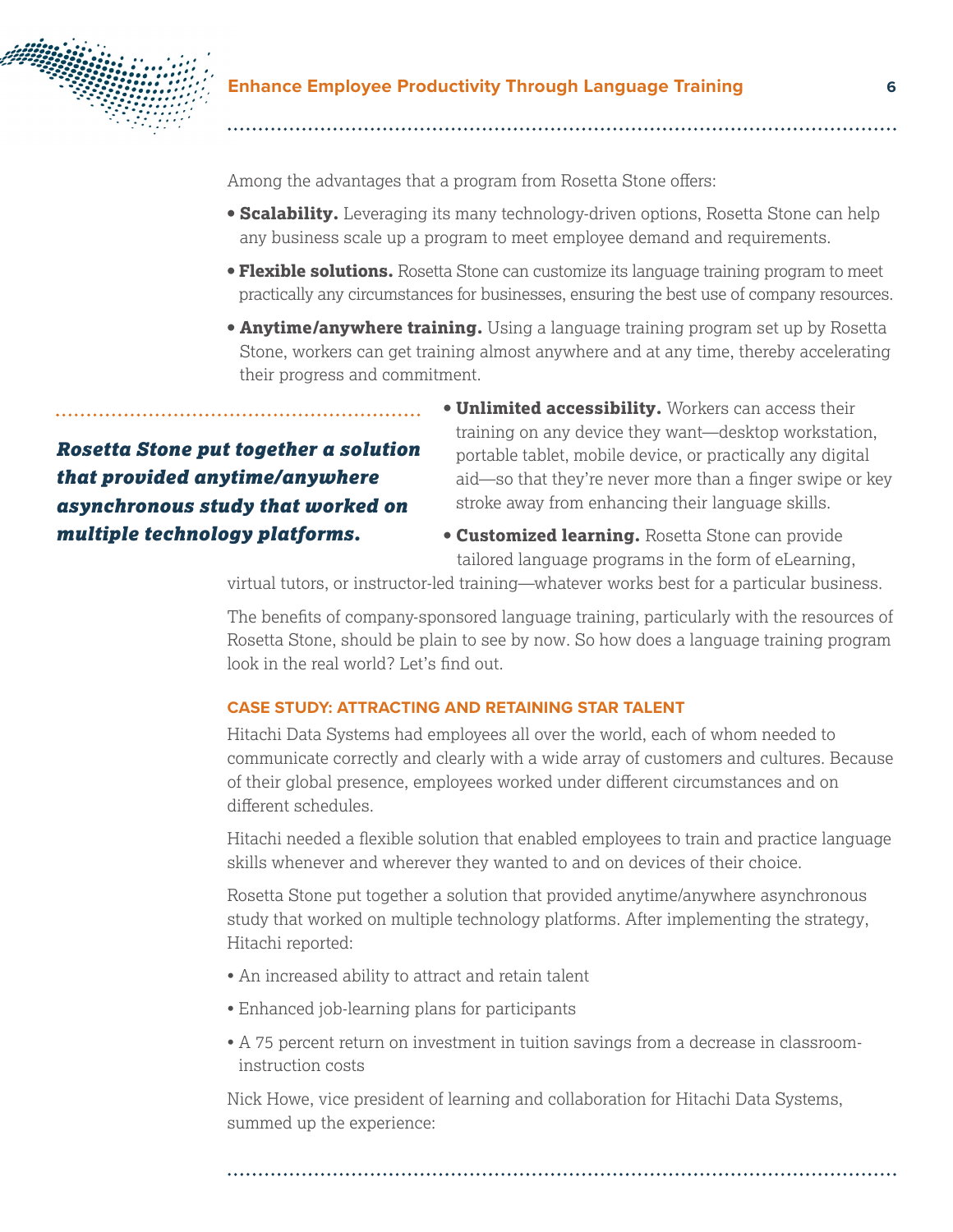Among the advantages that a program from Rosetta Stone offers:

- **Scalability.** Leveraging its many technology-driven options, Rosetta Stone can help any business scale up a program to meet employee demand and requirements.
- **Flexible solutions.** Rosetta Stone can customize its language training program to meet practically any circumstances for businesses, ensuring the best use of company resources.
- **Anytime/anywhere training.** Using a language training program set up by Rosetta Stone, workers can get training almost anywhere and at any time, thereby accelerating their progress and commitment.
- **Unlimited accessibility.** Workers can access their training on any device they want—desktop workstation, portable tablet, mobile device, or practically any digital aid—so that they're never more than a finger swipe or key stroke away from enhancing their language skills.
- **Customized learning.** Rosetta Stone can provide tailored language programs in the form of eLearning, virtual tutors, or instructor-led training—whatever works best for a particular business.

> ***Rosetta Stone put together a solution that provided anytime/anywhere asynchronous study that worked on multiple technology platforms.***

The benefits of company-sponsored language training, particularly with the resources of Rosetta Stone, should be plain to see by now. So how does a language training program look in the real world? Let's find out.

### CASE STUDY: ATTRACTING AND RETAINING STAR TALENT

Hitachi Data Systems had employees all over the world, each of whom needed to communicate correctly and clearly with a wide array of customers and cultures. Because of their global presence, employees worked under different circumstances and on different schedules.

Hitachi needed a flexible solution that enabled employees to train and practice language skills whenever and wherever they wanted to and on devices of their choice.

Rosetta Stone put together a solution that provided anytime/anywhere asynchronous study that worked on multiple technology platforms. After implementing the strategy, Hitachi reported:

- An increased ability to attract and retain talent
- Enhanced job-learning plans for participants
- A 75 percent return on investment in tuition savings from a decrease in classroom-instruction costs

Nick Howe, vice president of learning and collaboration for Hitachi Data Systems, summed up the experience: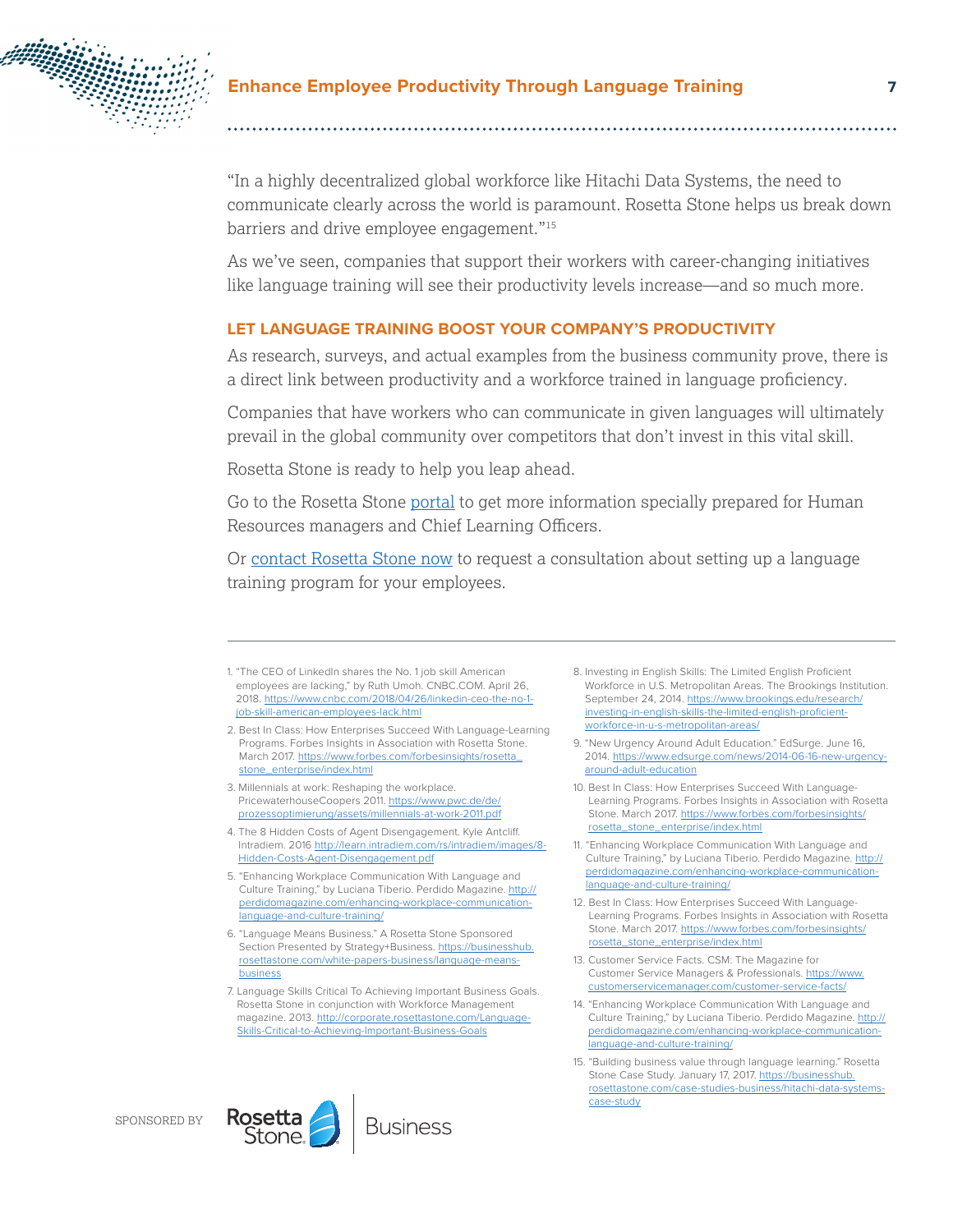"In a highly decentralized global workforce like Hitachi Data Systems, the need to communicate clearly across the world is paramount. Rosetta Stone helps us break down barriers and drive employee engagement."[15]

As we've seen, companies that support their workers with career-changing initiatives like language training will see their productivity levels increase—and so much more.

### LET LANGUAGE TRAINING BOOST YOUR COMPANY'S PRODUCTIVITY

As research, surveys, and actual examples from the business community prove, there is a direct link between productivity and a workforce trained in language proficiency.

Companies that have workers who can communicate in given languages will ultimately prevail in the global community over competitors that don't invest in this vital skill.

Rosetta Stone is ready to help you leap ahead.

Go to the Rosetta Stone portal to get more information specially prepared for Human Resources managers and Chief Learning Officers.

Or contact Rosetta Stone now to request a consultation about setting up a language training program for your employees.

---

1. "The CEO of LinkedIn shares the No. 1 job skill American employees are lacking," by Ruth Umoh. CNBC.COM. April 26, 2018. https://www.cnbc.com/2018/04/26/linkedin-ceo-the-no-1-job-skill-american-employees-lack.html
2. Best In Class: How Enterprises Succeed With Language-Learning Programs. Forbes Insights in Association with Rosetta Stone. March 2017. https://www.forbes.com/forbesinsights/rosetta_stone_enterprise/index.html
3. Millennials at work: Reshaping the workplace. PricewaterhouseCoopers 2011. https://www.pwc.de/de/prozessoptimierung/assets/millennials-at-work-2011.pdf
4. The 8 Hidden Costs of Agent Disengagement. Kyle Antcliff. Intradiem. 2016 http://learn.intradiem.com/rs/intradiem/images/8-Hidden-Costs-Agent-Disengagement.pdf
5. "Enhancing Workplace Communication With Language and Culture Training," by Luciana Tiberio. Perdido Magazine. http://perdidomagazine.com/enhancing-workplace-communication-language-and-culture-training/
6. "Language Means Business." A Rosetta Stone Sponsored Section Presented by Strategy+Business. https://businesshub.rosettastone.com/white-papers-business/language-means-business
7. Language Skills Critical To Achieving Important Business Goals. Rosetta Stone in conjunction with Workforce Management magazine. 2013. http://corporate.rosettastone.com/Language-Skills-Critical-to-Achieving-Important-Business-Goals
8. Investing in English Skills: The Limited English Proficient Workforce in U.S. Metropolitan Areas. The Brookings Institution. September 24, 2014. https://www.brookings.edu/research/investing-in-english-skills-the-limited-english-proficient-workforce-in-u-s-metropolitan-areas/
9. "New Urgency Around Adult Education." EdSurge. June 16, 2014. https://www.edsurge.com/news/2014-06-16-new-urgency-around-adult-education
10. Best In Class: How Enterprises Succeed With Language-Learning Programs. Forbes Insights in Association with Rosetta Stone. March 2017. https://www.forbes.com/forbesinsights/rosetta_stone_enterprise/index.html
11. "Enhancing Workplace Communication With Language and Culture Training," by Luciana Tiberio. Perdido Magazine. http://perdidomagazine.com/enhancing-workplace-communication-language-and-culture-training/
12. Best In Class: How Enterprises Succeed With Language-Learning Programs. Forbes Insights in Association with Rosetta Stone. March 2017. https://www.forbes.com/forbesinsights/rosetta_stone_enterprise/index.html
13. Customer Service Facts. CSM: The Magazine for Customer Service Managers & Professionals. https://www.customerservicemanager.com/customer-service-facts/
14. "Enhancing Workplace Communication With Language and Culture Training," by Luciana Tiberio. Perdido Magazine. http://perdidomagazine.com/enhancing-workplace-communication-language-and-culture-training/
15. "Building business value through language learning." Rosetta Stone Case Study. January 17, 2017. https://businesshub.rosettastone.com/case-studies-business/hitachi-data-systems-case-study

SPONSORED BY Rosetta Stone Business